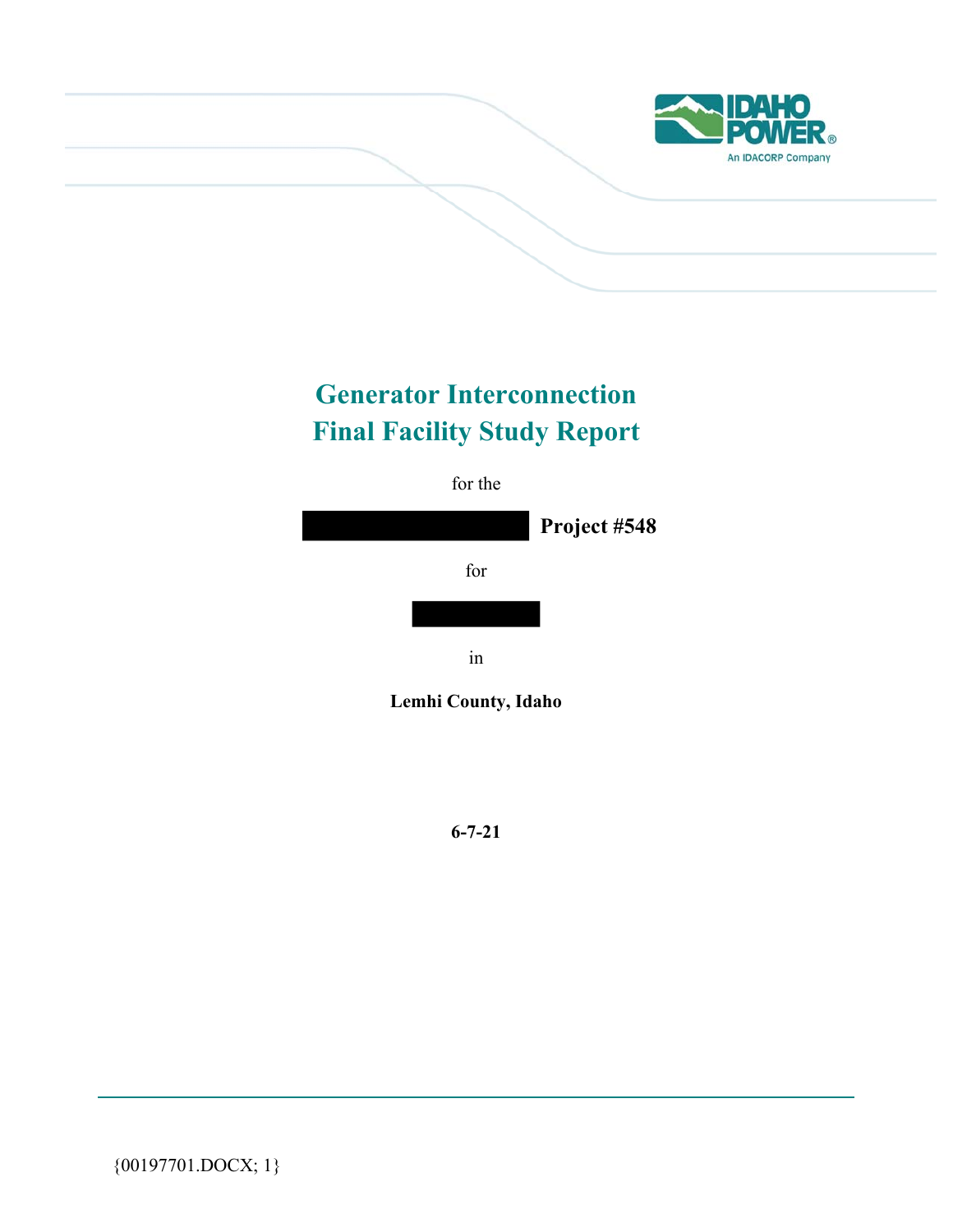# Generator Interconnection
# Final Facility Study Report

for the

**Project #548**

for

in

**Lemhi County, Idaho**

**6-7-21**

{00197701.DOCX; 1}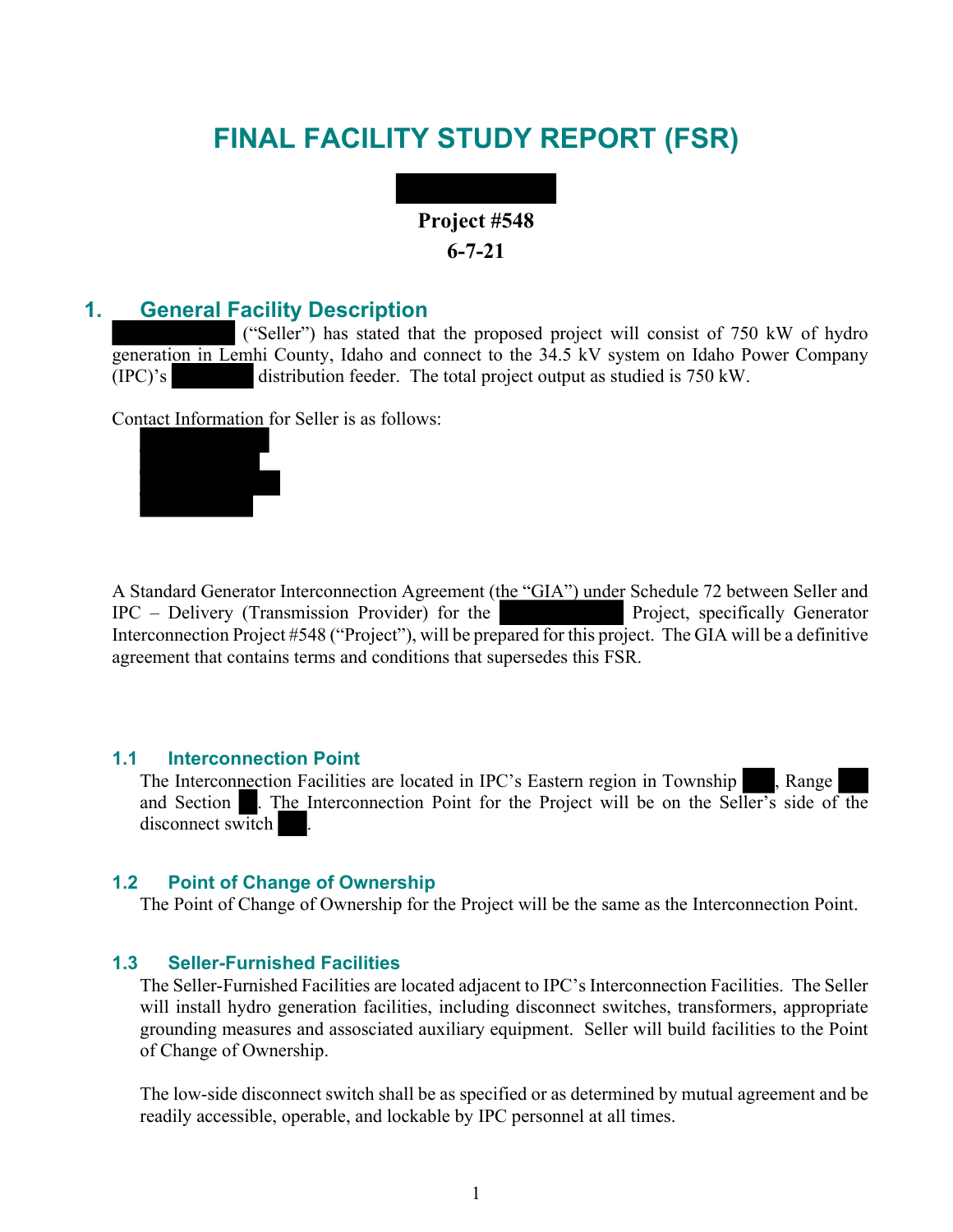# FINAL FACILITY STUDY REPORT (FSR)

**Project #548**
**6-7-21**

## 1. General Facility Description

("Seller") has stated that the proposed project will consist of 750 kW of hydro generation in Lemhi County, Idaho and connect to the 34.5 kV system on Idaho Power Company (IPC)'s distribution feeder. The total project output as studied is 750 kW.

Contact Information for Seller is as follows:

A Standard Generator Interconnection Agreement (the "GIA") under Schedule 72 between Seller and IPC – Delivery (Transmission Provider) for the Project, specifically Generator Interconnection Project #548 ("Project"), will be prepared for this project. The GIA will be a definitive agreement that contains terms and conditions that supersedes this FSR.

### 1.1 Interconnection Point

The Interconnection Facilities are located in IPC's Eastern region in Township , Range and Section . The Interconnection Point for the Project will be on the Seller's side of the disconnect switch .

### 1.2 Point of Change of Ownership

The Point of Change of Ownership for the Project will be the same as the Interconnection Point.

### 1.3 Seller-Furnished Facilities

The Seller-Furnished Facilities are located adjacent to IPC's Interconnection Facilities. The Seller will install hydro generation facilities, including disconnect switches, transformers, appropriate grounding measures and assosciated auxiliary equipment. Seller will build facilities to the Point of Change of Ownership.

The low-side disconnect switch shall be as specified or as determined by mutual agreement and be readily accessible, operable, and lockable by IPC personnel at all times.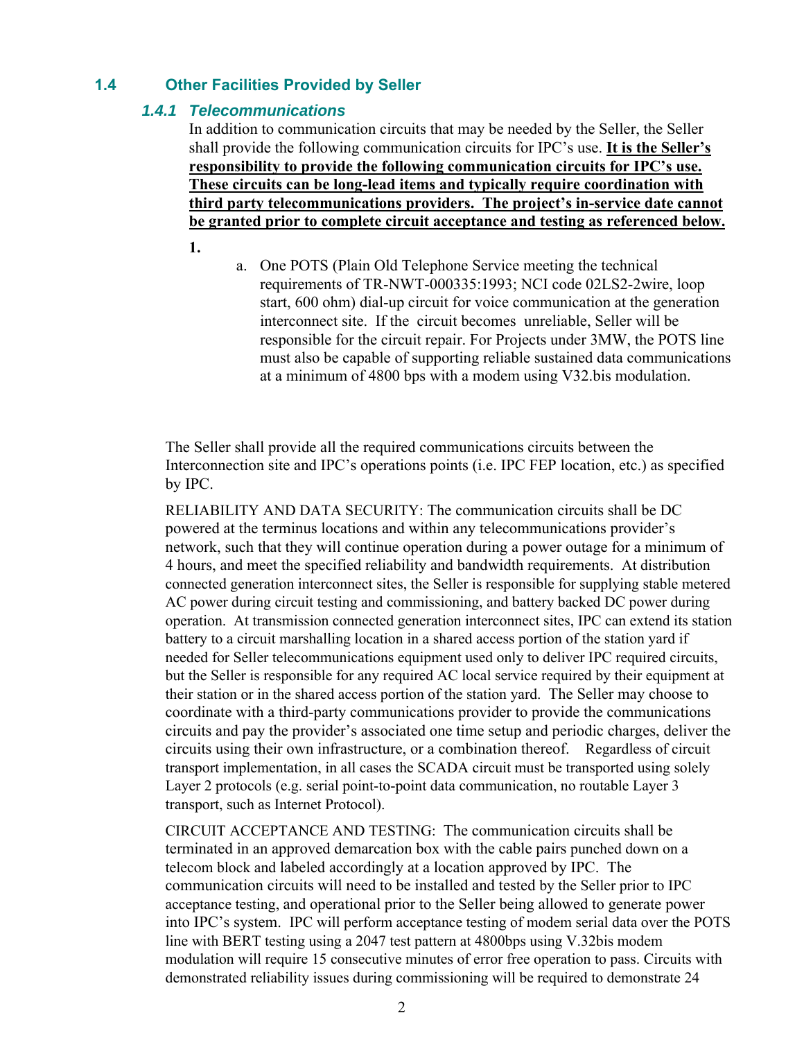## 1.4 Other Facilities Provided by Seller

### *1.4.1 Telecommunications*

In addition to communication circuits that may be needed by the Seller, the Seller shall provide the following communication circuits for IPC's use. **<u>It is the Seller's responsibility to provide the following communication circuits for IPC's use. These circuits can be long-lead items and typically require coordination with third party telecommunications providers. The project's in-service date cannot be granted prior to complete circuit acceptance and testing as referenced below.</u>**

**1.**

a. One POTS (Plain Old Telephone Service meeting the technical requirements of TR-NWT-000335:1993; NCI code 02LS2-2wire, loop start, 600 ohm) dial-up circuit for voice communication at the generation interconnect site. If the circuit becomes unreliable, Seller will be responsible for the circuit repair. For Projects under 3MW, the POTS line must also be capable of supporting reliable sustained data communications at a minimum of 4800 bps with a modem using V32.bis modulation.

The Seller shall provide all the required communications circuits between the Interconnection site and IPC's operations points (i.e. IPC FEP location, etc.) as specified by IPC.

RELIABILITY AND DATA SECURITY: The communication circuits shall be DC powered at the terminus locations and within any telecommunications provider's network, such that they will continue operation during a power outage for a minimum of 4 hours, and meet the specified reliability and bandwidth requirements. At distribution connected generation interconnect sites, the Seller is responsible for supplying stable metered AC power during circuit testing and commissioning, and battery backed DC power during operation. At transmission connected generation interconnect sites, IPC can extend its station battery to a circuit marshalling location in a shared access portion of the station yard if needed for Seller telecommunications equipment used only to deliver IPC required circuits, but the Seller is responsible for any required AC local service required by their equipment at their station or in the shared access portion of the station yard. The Seller may choose to coordinate with a third-party communications provider to provide the communications circuits and pay the provider's associated one time setup and periodic charges, deliver the circuits using their own infrastructure, or a combination thereof. Regardless of circuit transport implementation, in all cases the SCADA circuit must be transported using solely Layer 2 protocols (e.g. serial point-to-point data communication, no routable Layer 3 transport, such as Internet Protocol).

CIRCUIT ACCEPTANCE AND TESTING: The communication circuits shall be terminated in an approved demarcation box with the cable pairs punched down on a telecom block and labeled accordingly at a location approved by IPC. The communication circuits will need to be installed and tested by the Seller prior to IPC acceptance testing, and operational prior to the Seller being allowed to generate power into IPC's system. IPC will perform acceptance testing of modem serial data over the POTS line with BERT testing using a 2047 test pattern at 4800bps using V.32bis modem modulation will require 15 consecutive minutes of error free operation to pass. Circuits with demonstrated reliability issues during commissioning will be required to demonstrate 24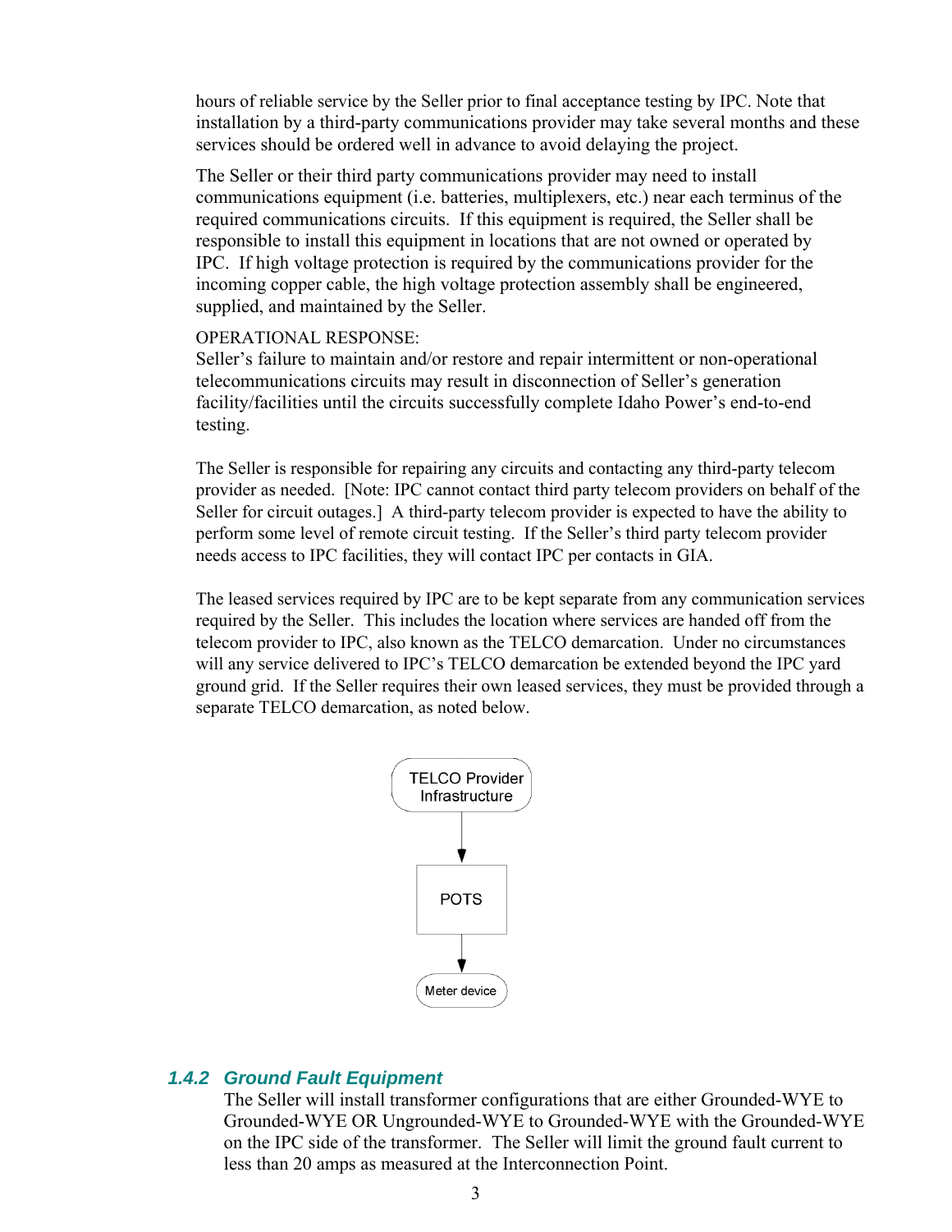hours of reliable service by the Seller prior to final acceptance testing by IPC. Note that installation by a third-party communications provider may take several months and these services should be ordered well in advance to avoid delaying the project.

The Seller or their third party communications provider may need to install communications equipment (i.e. batteries, multiplexers, etc.) near each terminus of the required communications circuits. If this equipment is required, the Seller shall be responsible to install this equipment in locations that are not owned or operated by IPC. If high voltage protection is required by the communications provider for the incoming copper cable, the high voltage protection assembly shall be engineered, supplied, and maintained by the Seller.

OPERATIONAL RESPONSE:
Seller's failure to maintain and/or restore and repair intermittent or non-operational telecommunications circuits may result in disconnection of Seller's generation facility/facilities until the circuits successfully complete Idaho Power's end-to-end testing.

The Seller is responsible for repairing any circuits and contacting any third-party telecom provider as needed. [Note: IPC cannot contact third party telecom providers on behalf of the Seller for circuit outages.] A third-party telecom provider is expected to have the ability to perform some level of remote circuit testing. If the Seller's third party telecom provider needs access to IPC facilities, they will contact IPC per contacts in GIA.

The leased services required by IPC are to be kept separate from any communication services required by the Seller. This includes the location where services are handed off from the telecom provider to IPC, also known as the TELCO demarcation. Under no circumstances will any service delivered to IPC's TELCO demarcation be extended beyond the IPC yard ground grid. If the Seller requires their own leased services, they must be provided through a separate TELCO demarcation, as noted below.

TELCO Provider Infrastructure → POTS → Meter device

### *1.4.2 Ground Fault Equipment*

The Seller will install transformer configurations that are either Grounded-WYE to Grounded-WYE OR Ungrounded-WYE to Grounded-WYE with the Grounded-WYE on the IPC side of the transformer. The Seller will limit the ground fault current to less than 20 amps as measured at the Interconnection Point.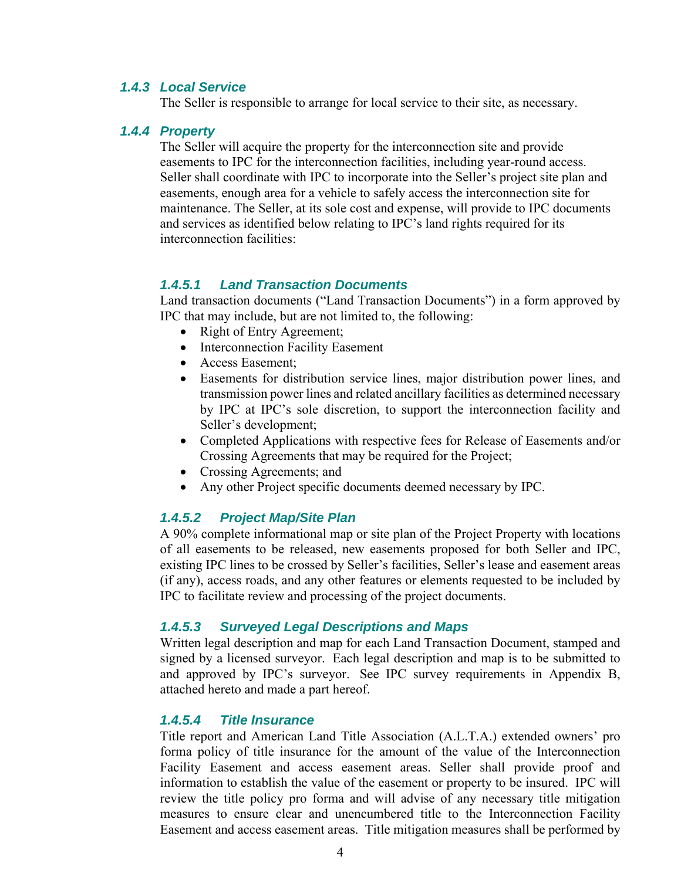### *1.4.3 Local Service*

The Seller is responsible to arrange for local service to their site, as necessary.

### *1.4.4 Property*

The Seller will acquire the property for the interconnection site and provide easements to IPC for the interconnection facilities, including year-round access. Seller shall coordinate with IPC to incorporate into the Seller's project site plan and easements, enough area for a vehicle to safely access the interconnection site for maintenance. The Seller, at its sole cost and expense, will provide to IPC documents and services as identified below relating to IPC's land rights required for its interconnection facilities:

#### *1.4.5.1 Land Transaction Documents*

Land transaction documents ("Land Transaction Documents") in a form approved by IPC that may include, but are not limited to, the following:

- Right of Entry Agreement;
- Interconnection Facility Easement
- Access Easement;
- Easements for distribution service lines, major distribution power lines, and transmission power lines and related ancillary facilities as determined necessary by IPC at IPC's sole discretion, to support the interconnection facility and Seller's development;
- Completed Applications with respective fees for Release of Easements and/or Crossing Agreements that may be required for the Project;
- Crossing Agreements; and
- Any other Project specific documents deemed necessary by IPC.

#### *1.4.5.2 Project Map/Site Plan*

A 90% complete informational map or site plan of the Project Property with locations of all easements to be released, new easements proposed for both Seller and IPC, existing IPC lines to be crossed by Seller's facilities, Seller's lease and easement areas (if any), access roads, and any other features or elements requested to be included by IPC to facilitate review and processing of the project documents.

#### *1.4.5.3 Surveyed Legal Descriptions and Maps*

Written legal description and map for each Land Transaction Document, stamped and signed by a licensed surveyor. Each legal description and map is to be submitted to and approved by IPC's surveyor. See IPC survey requirements in Appendix B, attached hereto and made a part hereof.

#### *1.4.5.4 Title Insurance*

Title report and American Land Title Association (A.L.T.A.) extended owners' pro forma policy of title insurance for the amount of the value of the Interconnection Facility Easement and access easement areas. Seller shall provide proof and information to establish the value of the easement or property to be insured. IPC will review the title policy pro forma and will advise of any necessary title mitigation measures to ensure clear and unencumbered title to the Interconnection Facility Easement and access easement areas. Title mitigation measures shall be performed by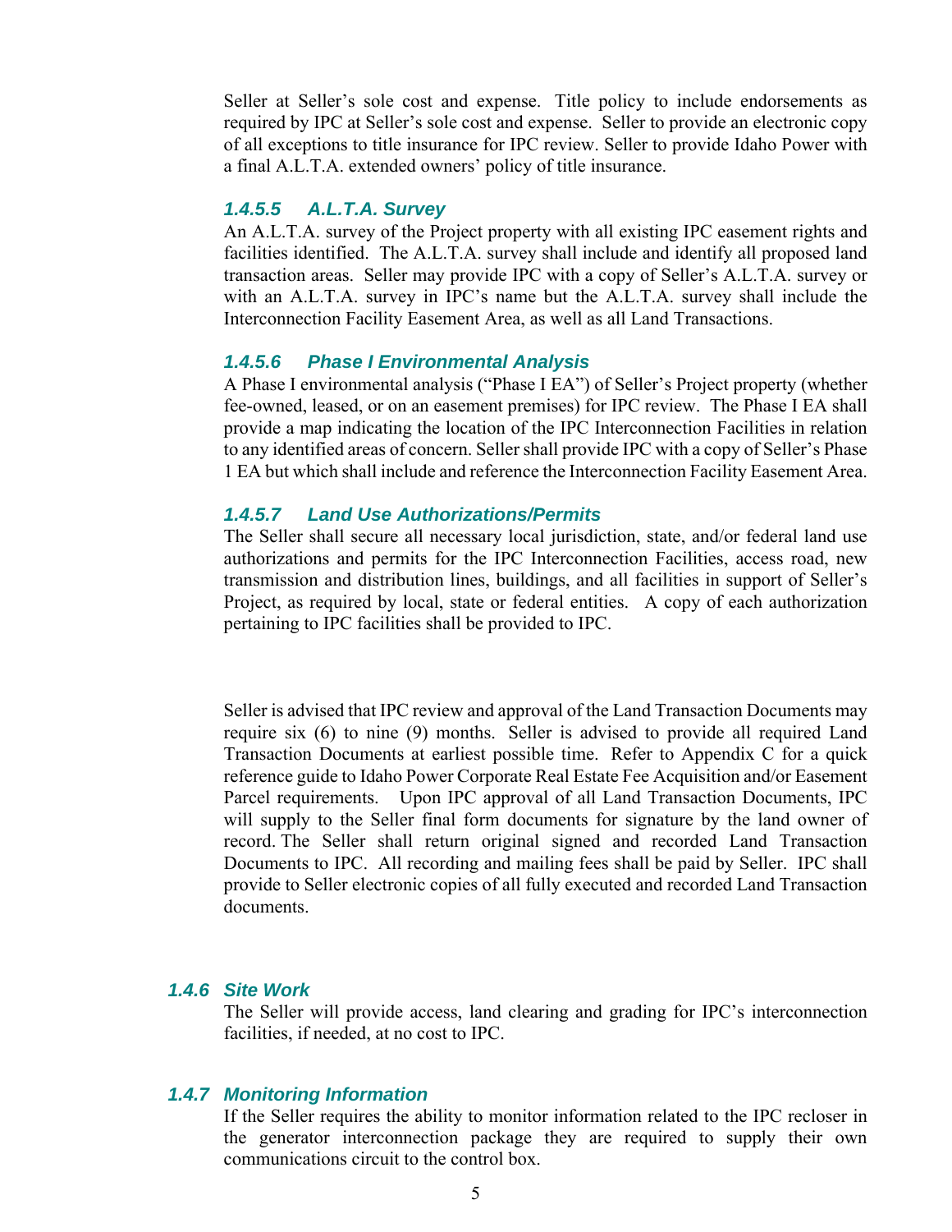Seller at Seller's sole cost and expense. Title policy to include endorsements as required by IPC at Seller's sole cost and expense. Seller to provide an electronic copy of all exceptions to title insurance for IPC review. Seller to provide Idaho Power with a final A.L.T.A. extended owners' policy of title insurance.

#### *1.4.5.5 A.L.T.A. Survey*

An A.L.T.A. survey of the Project property with all existing IPC easement rights and facilities identified. The A.L.T.A. survey shall include and identify all proposed land transaction areas. Seller may provide IPC with a copy of Seller's A.L.T.A. survey or with an A.L.T.A. survey in IPC's name but the A.L.T.A. survey shall include the Interconnection Facility Easement Area, as well as all Land Transactions.

#### *1.4.5.6 Phase I Environmental Analysis*

A Phase I environmental analysis ("Phase I EA") of Seller's Project property (whether fee-owned, leased, or on an easement premises) for IPC review. The Phase I EA shall provide a map indicating the location of the IPC Interconnection Facilities in relation to any identified areas of concern. Seller shall provide IPC with a copy of Seller's Phase 1 EA but which shall include and reference the Interconnection Facility Easement Area.

#### *1.4.5.7 Land Use Authorizations/Permits*

The Seller shall secure all necessary local jurisdiction, state, and/or federal land use authorizations and permits for the IPC Interconnection Facilities, access road, new transmission and distribution lines, buildings, and all facilities in support of Seller's Project, as required by local, state or federal entities. A copy of each authorization pertaining to IPC facilities shall be provided to IPC.

Seller is advised that IPC review and approval of the Land Transaction Documents may require six (6) to nine (9) months. Seller is advised to provide all required Land Transaction Documents at earliest possible time. Refer to Appendix C for a quick reference guide to Idaho Power Corporate Real Estate Fee Acquisition and/or Easement Parcel requirements. Upon IPC approval of all Land Transaction Documents, IPC will supply to the Seller final form documents for signature by the land owner of record. The Seller shall return original signed and recorded Land Transaction Documents to IPC. All recording and mailing fees shall be paid by Seller. IPC shall provide to Seller electronic copies of all fully executed and recorded Land Transaction documents.

### *1.4.6 Site Work*

The Seller will provide access, land clearing and grading for IPC's interconnection facilities, if needed, at no cost to IPC.

### *1.4.7 Monitoring Information*

If the Seller requires the ability to monitor information related to the IPC recloser in the generator interconnection package they are required to supply their own communications circuit to the control box.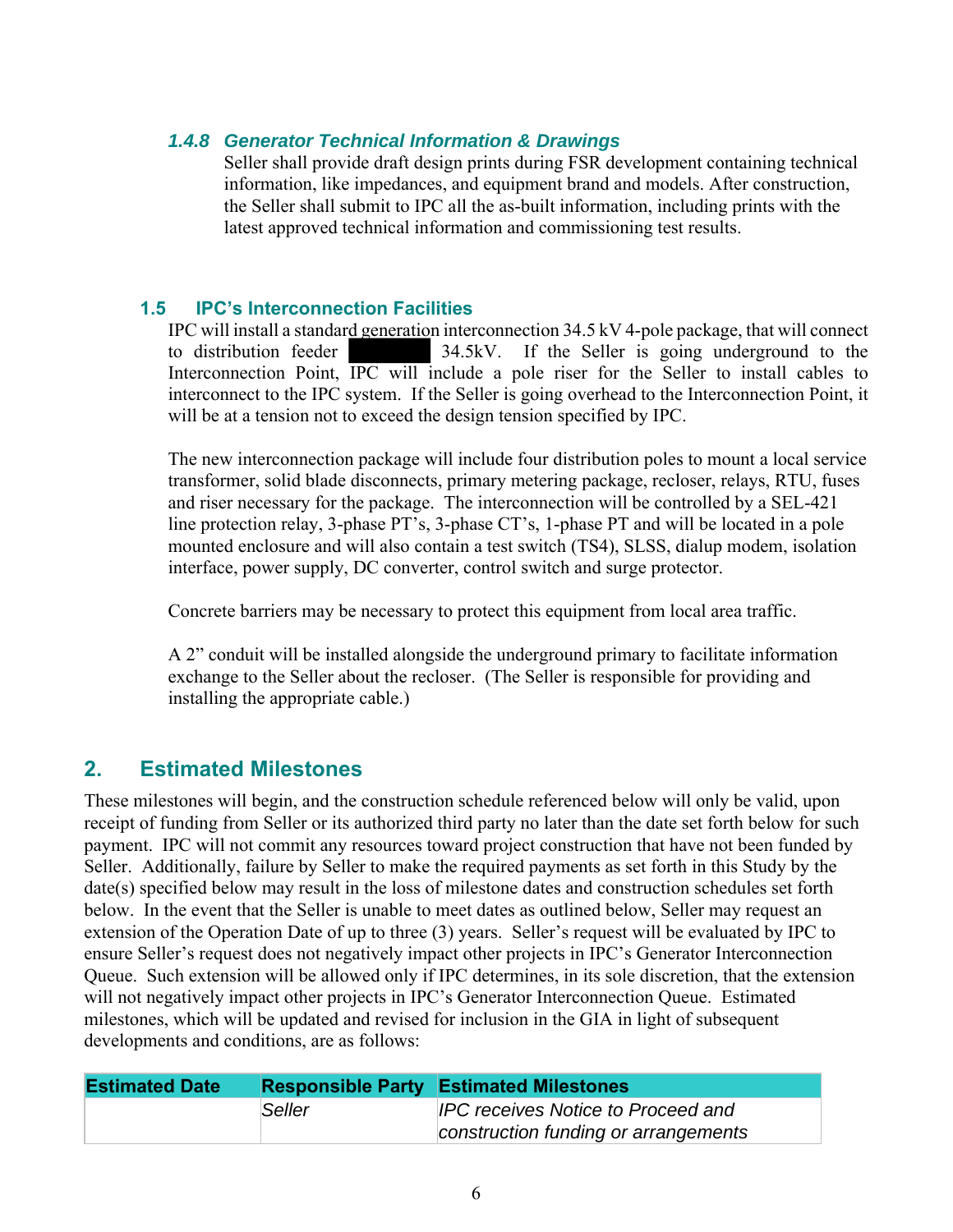#### 1.4.8 Generator Technical Information & Drawings

Seller shall provide draft design prints during FSR development containing technical information, like impedances, and equipment brand and models. After construction, the Seller shall submit to IPC all the as-built information, including prints with the latest approved technical information and commissioning test results.

### 1.5 IPC's Interconnection Facilities

IPC will install a standard generation interconnection 34.5 kV 4-pole package, that will connect to distribution feeder ████ 34.5kV. If the Seller is going underground to the Interconnection Point, IPC will include a pole riser for the Seller to install cables to interconnect to the IPC system. If the Seller is going overhead to the Interconnection Point, it will be at a tension not to exceed the design tension specified by IPC.

The new interconnection package will include four distribution poles to mount a local service transformer, solid blade disconnects, primary metering package, recloser, relays, RTU, fuses and riser necessary for the package. The interconnection will be controlled by a SEL-421 line protection relay, 3-phase PT's, 3-phase CT's, 1-phase PT and will be located in a pole mounted enclosure and will also contain a test switch (TS4), SLSS, dialup modem, isolation interface, power supply, DC converter, control switch and surge protector.

Concrete barriers may be necessary to protect this equipment from local area traffic.

A 2" conduit will be installed alongside the underground primary to facilitate information exchange to the Seller about the recloser. (The Seller is responsible for providing and installing the appropriate cable.)

## 2. Estimated Milestones

These milestones will begin, and the construction schedule referenced below will only be valid, upon receipt of funding from Seller or its authorized third party no later than the date set forth below for such payment. IPC will not commit any resources toward project construction that have not been funded by Seller. Additionally, failure by Seller to make the required payments as set forth in this Study by the date(s) specified below may result in the loss of milestone dates and construction schedules set forth below. In the event that the Seller is unable to meet dates as outlined below, Seller may request an extension of the Operation Date of up to three (3) years. Seller's request will be evaluated by IPC to ensure Seller's request does not negatively impact other projects in IPC's Generator Interconnection Queue. Such extension will be allowed only if IPC determines, in its sole discretion, that the extension will not negatively impact other projects in IPC's Generator Interconnection Queue. Estimated milestones, which will be updated and revised for inclusion in the GIA in light of subsequent developments and conditions, are as follows:

| Estimated Date | Responsible Party | Estimated Milestones |
|---|---|---|
| | *Seller* | *IPC receives Notice to Proceed and construction funding or arrangements* |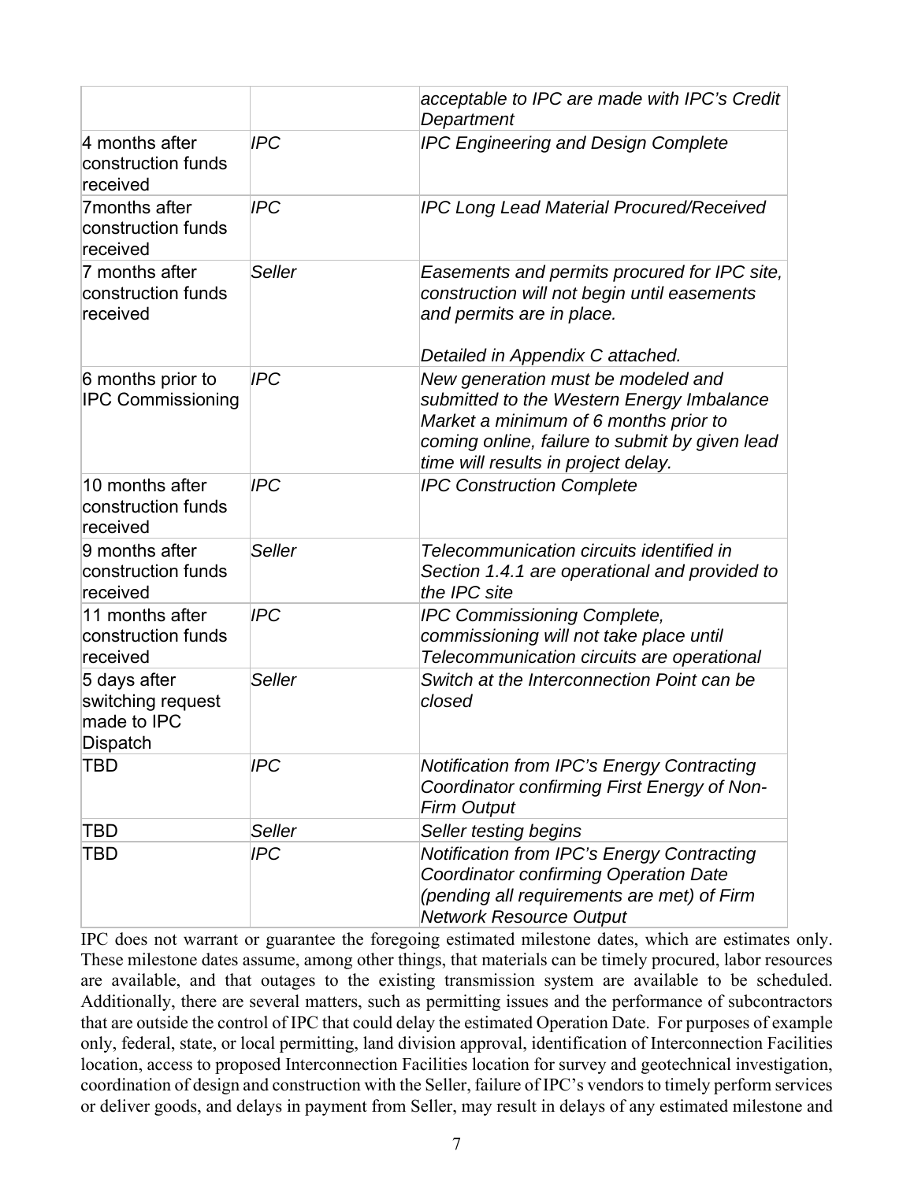| | | |
|---|---|---|
| | | *acceptable to IPC are made with IPC's Credit Department* |
| 4 months after construction funds received | *IPC* | *IPC Engineering and Design Complete* |
| 7months after construction funds received | *IPC* | *IPC Long Lead Material Procured/Received* |
| 7 months after construction funds received | *Seller* | *Easements and permits procured for IPC site, construction will not begin until easements and permits are in place.*<br><br>*Detailed in Appendix C attached.* |
| 6 months prior to IPC Commissioning | *IPC* | *New generation must be modeled and submitted to the Western Energy Imbalance Market a minimum of 6 months prior to coming online, failure to submit by given lead time will results in project delay.* |
| 10 months after construction funds received | *IPC* | *IPC Construction Complete* |
| 9 months after construction funds received | *Seller* | *Telecommunication circuits identified in Section 1.4.1 are operational and provided to the IPC site* |
| 11 months after construction funds received | *IPC* | *IPC Commissioning Complete, commissioning will not take place until Telecommunication circuits are operational* |
| 5 days after switching request made to IPC Dispatch | *Seller* | *Switch at the Interconnection Point can be closed* |
| TBD | *IPC* | *Notification from IPC's Energy Contracting Coordinator confirming First Energy of Non-Firm Output* |
| TBD | *Seller* | *Seller testing begins* |
| TBD | *IPC* | *Notification from IPC's Energy Contracting Coordinator confirming Operation Date (pending all requirements are met) of Firm Network Resource Output* |

IPC does not warrant or guarantee the foregoing estimated milestone dates, which are estimates only. These milestone dates assume, among other things, that materials can be timely procured, labor resources are available, and that outages to the existing transmission system are available to be scheduled. Additionally, there are several matters, such as permitting issues and the performance of subcontractors that are outside the control of IPC that could delay the estimated Operation Date. For purposes of example only, federal, state, or local permitting, land division approval, identification of Interconnection Facilities location, access to proposed Interconnection Facilities location for survey and geotechnical investigation, coordination of design and construction with the Seller, failure of IPC's vendors to timely perform services or deliver goods, and delays in payment from Seller, may result in delays of any estimated milestone and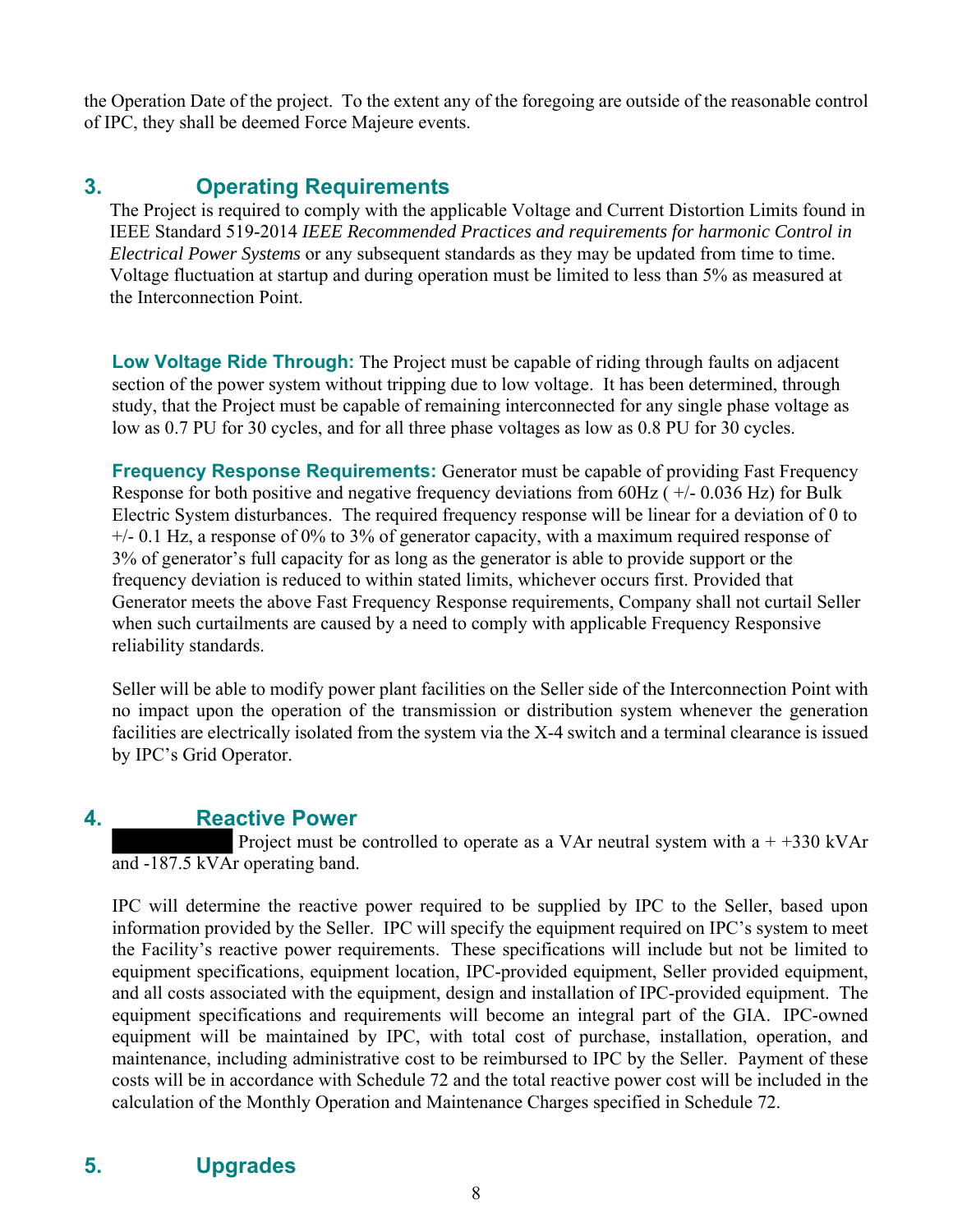the Operation Date of the project. To the extent any of the foregoing are outside of the reasonable control of IPC, they shall be deemed Force Majeure events.

## 3. Operating Requirements

The Project is required to comply with the applicable Voltage and Current Distortion Limits found in IEEE Standard 519-2014 *IEEE Recommended Practices and requirements for harmonic Control in Electrical Power Systems* or any subsequent standards as they may be updated from time to time. Voltage fluctuation at startup and during operation must be limited to less than 5% as measured at the Interconnection Point.

**Low Voltage Ride Through:** The Project must be capable of riding through faults on adjacent section of the power system without tripping due to low voltage. It has been determined, through study, that the Project must be capable of remaining interconnected for any single phase voltage as low as 0.7 PU for 30 cycles, and for all three phase voltages as low as 0.8 PU for 30 cycles.

**Frequency Response Requirements:** Generator must be capable of providing Fast Frequency Response for both positive and negative frequency deviations from 60Hz ( +/- 0.036 Hz) for Bulk Electric System disturbances. The required frequency response will be linear for a deviation of 0 to +/- 0.1 Hz, a response of 0% to 3% of generator capacity, with a maximum required response of 3% of generator's full capacity for as long as the generator is able to provide support or the frequency deviation is reduced to within stated limits, whichever occurs first. Provided that Generator meets the above Fast Frequency Response requirements, Company shall not curtail Seller when such curtailments are caused by a need to comply with applicable Frequency Responsive reliability standards.

Seller will be able to modify power plant facilities on the Seller side of the Interconnection Point with no impact upon the operation of the transmission or distribution system whenever the generation facilities are electrically isolated from the system via the X-4 switch and a terminal clearance is issued by IPC's Grid Operator.

## 4. Reactive Power

Project must be controlled to operate as a VAr neutral system with a + +330 kVAr and -187.5 kVAr operating band.

IPC will determine the reactive power required to be supplied by IPC to the Seller, based upon information provided by the Seller. IPC will specify the equipment required on IPC's system to meet the Facility's reactive power requirements. These specifications will include but not be limited to equipment specifications, equipment location, IPC-provided equipment, Seller provided equipment, and all costs associated with the equipment, design and installation of IPC-provided equipment. The equipment specifications and requirements will become an integral part of the GIA. IPC-owned equipment will be maintained by IPC, with total cost of purchase, installation, operation, and maintenance, including administrative cost to be reimbursed to IPC by the Seller. Payment of these costs will be in accordance with Schedule 72 and the total reactive power cost will be included in the calculation of the Monthly Operation and Maintenance Charges specified in Schedule 72.

## 5. Upgrades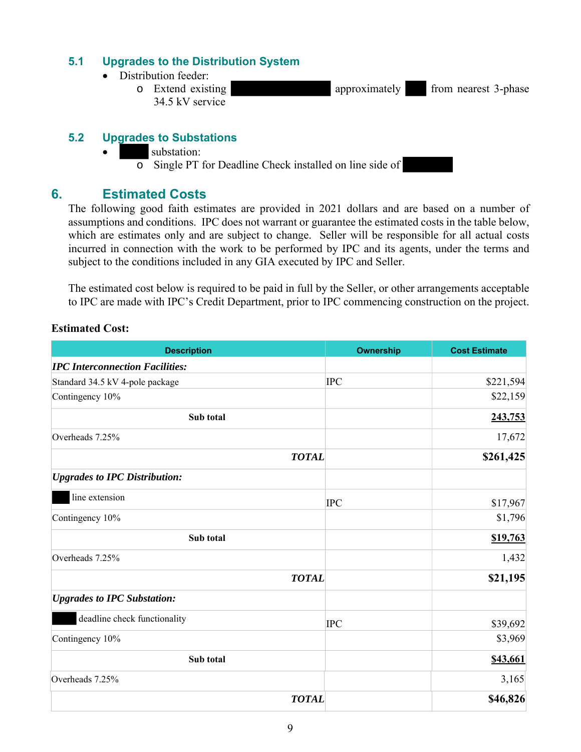### 5.1 Upgrades to the Distribution System

- Distribution feeder:
  - Extend existing ████████ approximately ██ from nearest 3-phase 34.5 kV service

### 5.2 Upgrades to Substations

- ████ substation:
  - Single PT for Deadline Check installed on line side of ██████

## 6. Estimated Costs

The following good faith estimates are provided in 2021 dollars and are based on a number of assumptions and conditions. IPC does not warrant or guarantee the estimated costs in the table below, which are estimates only and are subject to change. Seller will be responsible for all actual costs incurred in connection with the work to be performed by IPC and its agents, under the terms and subject to the conditions included in any GIA executed by IPC and Seller.

The estimated cost below is required to be paid in full by the Seller, or other arrangements acceptable to IPC are made with IPC's Credit Department, prior to IPC commencing construction on the project.

**Estimated Cost:**

| Description | Ownership | Cost Estimate |
|---|---|---|
| ***IPC Interconnection Facilities:*** | | |
| Standard 34.5 kV 4-pole package | IPC | $221,594 |
| Contingency 10% | | $22,159 |
| **Sub total** | | **243,753** |
| Overheads 7.25% | | 17,672 |
| ***TOTAL*** | | **$261,425** |
| ***Upgrades to IPC Distribution:*** | | |
| ██ line extension | IPC | $17,967 |
| Contingency 10% | | $1,796 |
| **Sub total** | | **$19,763** |
| Overheads 7.25% | | 1,432 |
| ***TOTAL*** | | **$21,195** |
| ***Upgrades to IPC Substation:*** | | |
| ███ deadline check functionality | IPC | $39,692 |
| Contingency 10% | | $3,969 |
| **Sub total** | | **$43,661** |
| Overheads 7.25% | | 3,165 |
| ***TOTAL*** | | **$46,826** |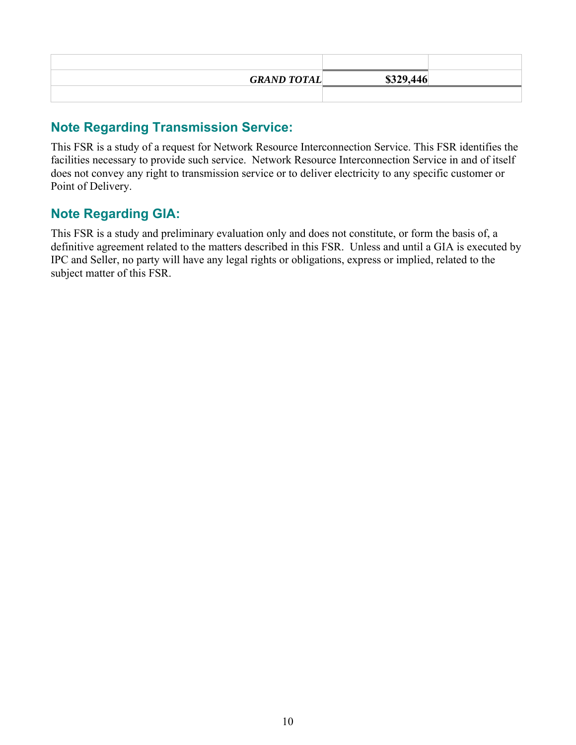| | | |
|---|---|---|
| ***GRAND TOTAL*** | **$329,446** | |
| | | |

## Note Regarding Transmission Service:

This FSR is a study of a request for Network Resource Interconnection Service. This FSR identifies the facilities necessary to provide such service. Network Resource Interconnection Service in and of itself does not convey any right to transmission service or to deliver electricity to any specific customer or Point of Delivery.

## Note Regarding GIA:

This FSR is a study and preliminary evaluation only and does not constitute, or form the basis of, a definitive agreement related to the matters described in this FSR. Unless and until a GIA is executed by IPC and Seller, no party will have any legal rights or obligations, express or implied, related to the subject matter of this FSR.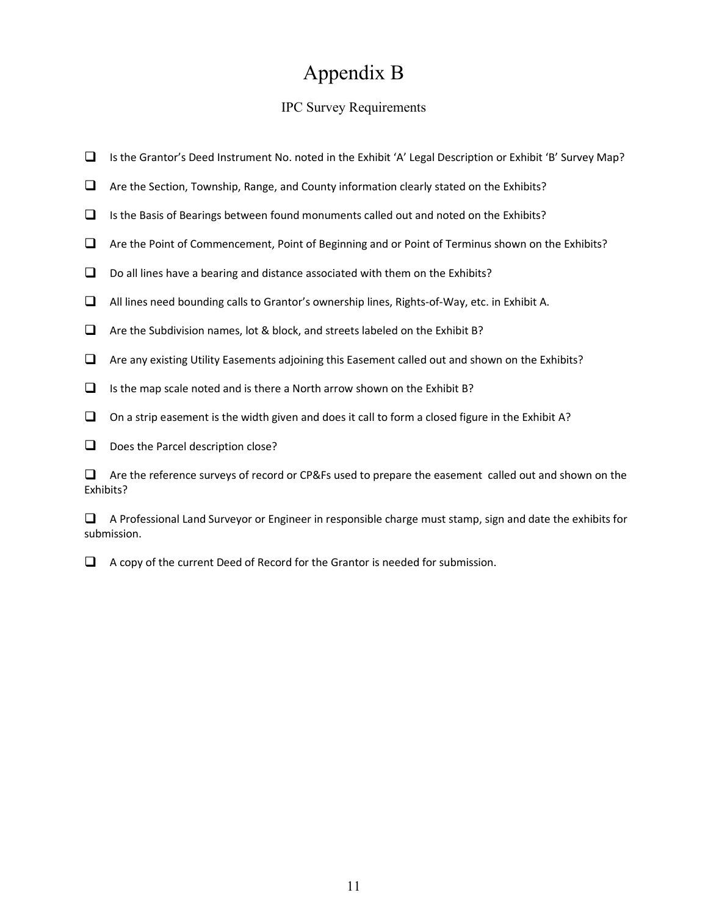# Appendix B

## IPC Survey Requirements

- [ ] Is the Grantor's Deed Instrument No. noted in the Exhibit 'A' Legal Description or Exhibit 'B' Survey Map?
- [ ] Are the Section, Township, Range, and County information clearly stated on the Exhibits?
- [ ] Is the Basis of Bearings between found monuments called out and noted on the Exhibits?
- [ ] Are the Point of Commencement, Point of Beginning and or Point of Terminus shown on the Exhibits?
- [ ] Do all lines have a bearing and distance associated with them on the Exhibits?
- [ ] All lines need bounding calls to Grantor's ownership lines, Rights-of-Way, etc. in Exhibit A.
- [ ] Are the Subdivision names, lot & block, and streets labeled on the Exhibit B?
- [ ] Are any existing Utility Easements adjoining this Easement called out and shown on the Exhibits?
- [ ] Is the map scale noted and is there a North arrow shown on the Exhibit B?
- [ ] On a strip easement is the width given and does it call to form a closed figure in the Exhibit A?
- [ ] Does the Parcel description close?
- [ ] Are the reference surveys of record or CP&Fs used to prepare the easement called out and shown on the Exhibits?
- [ ] A Professional Land Surveyor or Engineer in responsible charge must stamp, sign and date the exhibits for submission.
- [ ] A copy of the current Deed of Record for the Grantor is needed for submission.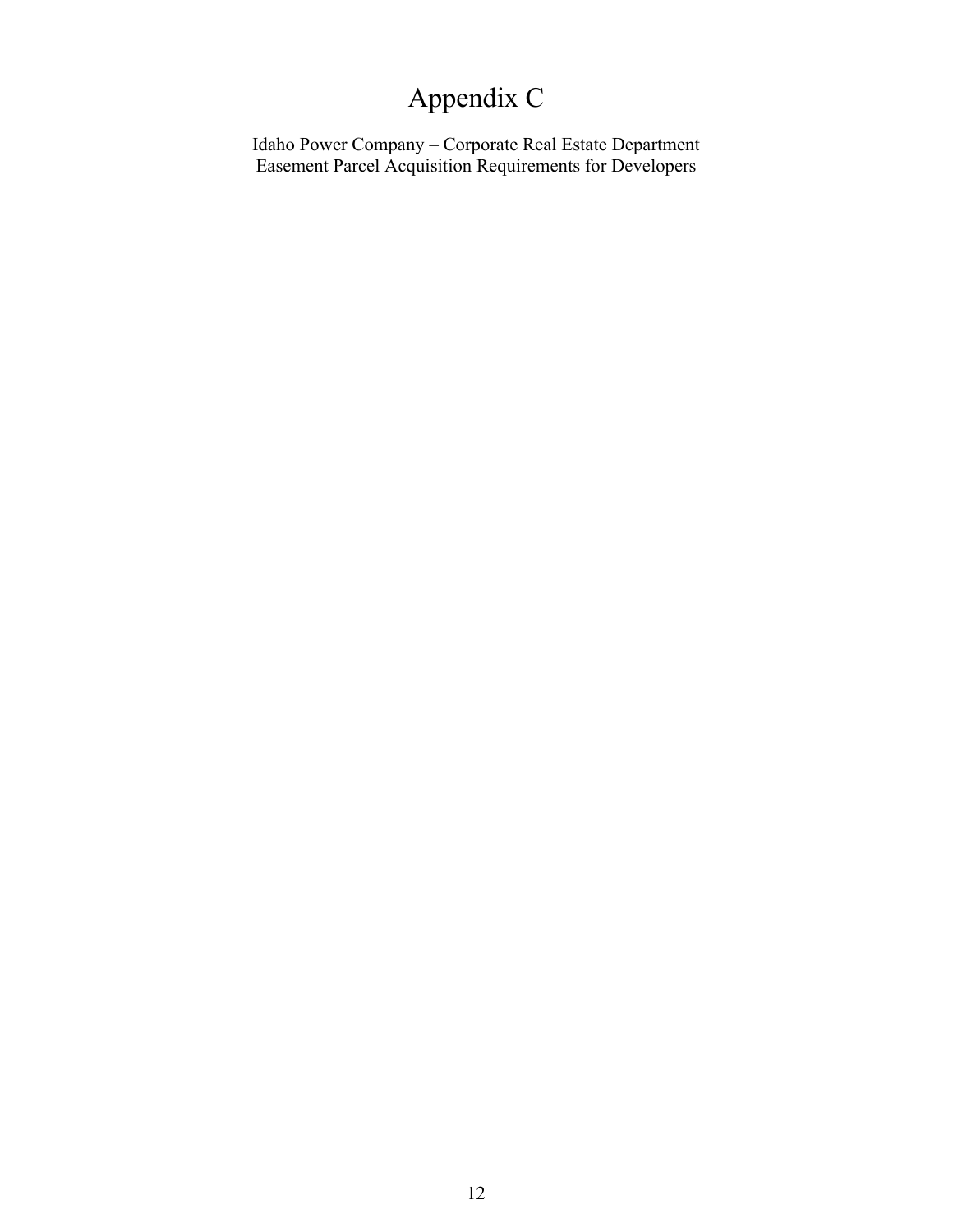# Appendix C

Idaho Power Company – Corporate Real Estate Department
Easement Parcel Acquisition Requirements for Developers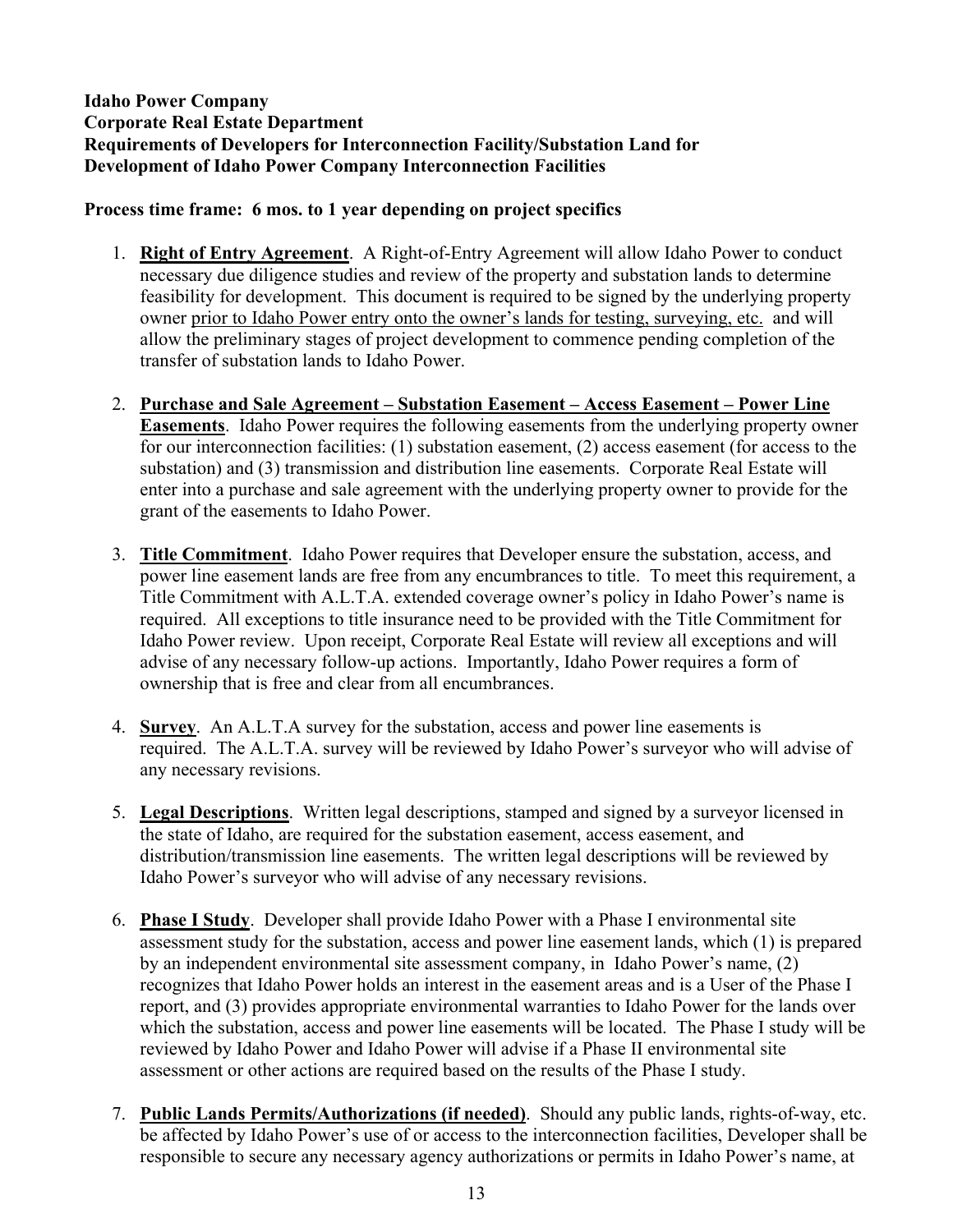**Idaho Power Company**
**Corporate Real Estate Department**
**Requirements of Developers for Interconnection Facility/Substation Land for Development of Idaho Power Company Interconnection Facilities**

**Process time frame: 6 mos. to 1 year depending on project specifics**

1. **Right of Entry Agreement**. A Right-of-Entry Agreement will allow Idaho Power to conduct necessary due diligence studies and review of the property and substation lands to determine feasibility for development. This document is required to be signed by the underlying property owner prior to Idaho Power entry onto the owner's lands for testing, surveying, etc. and will allow the preliminary stages of project development to commence pending completion of the transfer of substation lands to Idaho Power.

2. **Purchase and Sale Agreement – Substation Easement – Access Easement – Power Line Easements**. Idaho Power requires the following easements from the underlying property owner for our interconnection facilities: (1) substation easement, (2) access easement (for access to the substation) and (3) transmission and distribution line easements. Corporate Real Estate will enter into a purchase and sale agreement with the underlying property owner to provide for the grant of the easements to Idaho Power.

3. **Title Commitment**. Idaho Power requires that Developer ensure the substation, access, and power line easement lands are free from any encumbrances to title. To meet this requirement, a Title Commitment with A.L.T.A. extended coverage owner's policy in Idaho Power's name is required. All exceptions to title insurance need to be provided with the Title Commitment for Idaho Power review. Upon receipt, Corporate Real Estate will review all exceptions and will advise of any necessary follow-up actions. Importantly, Idaho Power requires a form of ownership that is free and clear from all encumbrances.

4. **Survey**. An A.L.T.A survey for the substation, access and power line easements is required. The A.L.T.A. survey will be reviewed by Idaho Power's surveyor who will advise of any necessary revisions.

5. **Legal Descriptions**. Written legal descriptions, stamped and signed by a surveyor licensed in the state of Idaho, are required for the substation easement, access easement, and distribution/transmission line easements. The written legal descriptions will be reviewed by Idaho Power's surveyor who will advise of any necessary revisions.

6. **Phase I Study**. Developer shall provide Idaho Power with a Phase I environmental site assessment study for the substation, access and power line easement lands, which (1) is prepared by an independent environmental site assessment company, in Idaho Power's name, (2) recognizes that Idaho Power holds an interest in the easement areas and is a User of the Phase I report, and (3) provides appropriate environmental warranties to Idaho Power for the lands over which the substation, access and power line easements will be located. The Phase I study will be reviewed by Idaho Power and Idaho Power will advise if a Phase II environmental site assessment or other actions are required based on the results of the Phase I study.

7. **Public Lands Permits/Authorizations (if needed)**. Should any public lands, rights-of-way, etc. be affected by Idaho Power's use of or access to the interconnection facilities, Developer shall be responsible to secure any necessary agency authorizations or permits in Idaho Power's name, at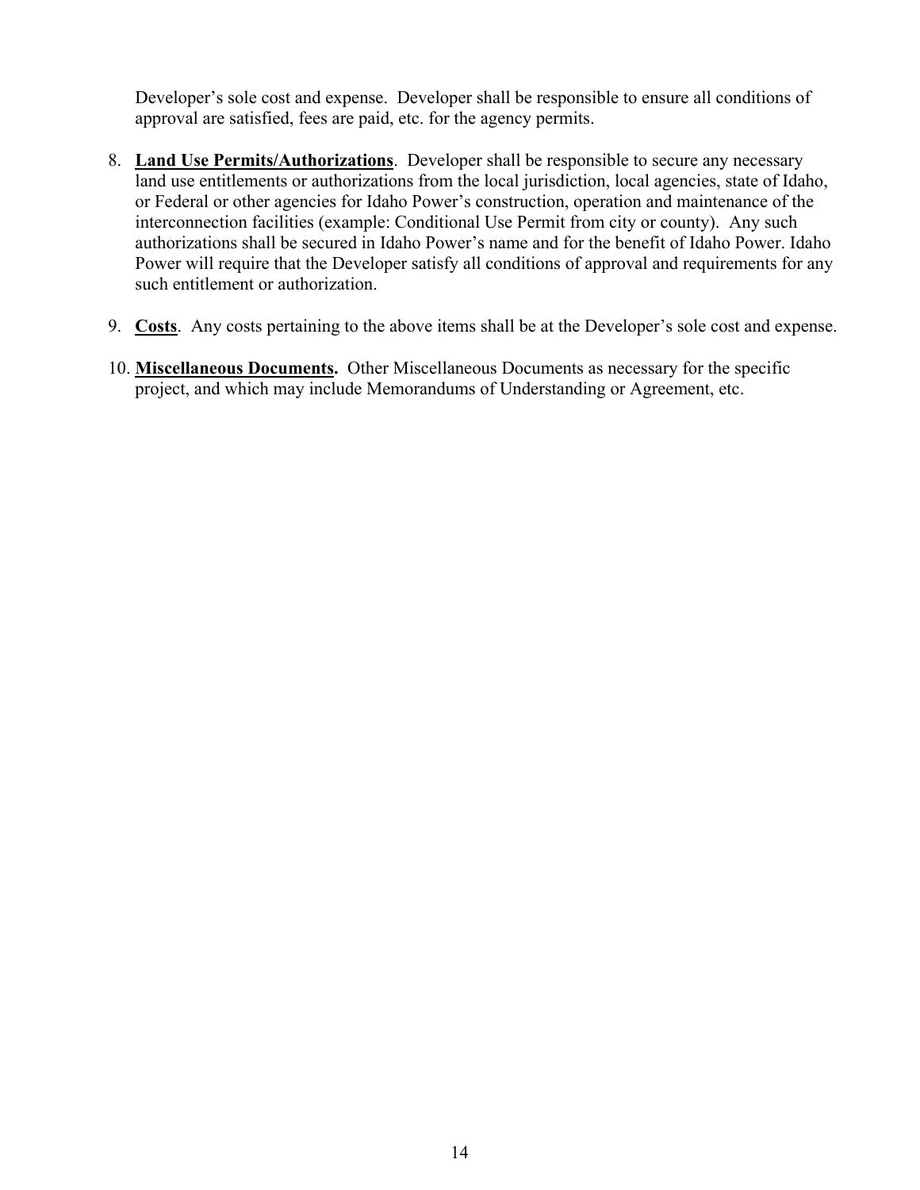Developer's sole cost and expense. Developer shall be responsible to ensure all conditions of approval are satisfied, fees are paid, etc. for the agency permits.

8. **Land Use Permits/Authorizations**. Developer shall be responsible to secure any necessary land use entitlements or authorizations from the local jurisdiction, local agencies, state of Idaho, or Federal or other agencies for Idaho Power's construction, operation and maintenance of the interconnection facilities (example: Conditional Use Permit from city or county). Any such authorizations shall be secured in Idaho Power's name and for the benefit of Idaho Power. Idaho Power will require that the Developer satisfy all conditions of approval and requirements for any such entitlement or authorization.

9. **Costs**. Any costs pertaining to the above items shall be at the Developer's sole cost and expense.

10. **Miscellaneous Documents.** Other Miscellaneous Documents as necessary for the specific project, and which may include Memorandums of Understanding or Agreement, etc.